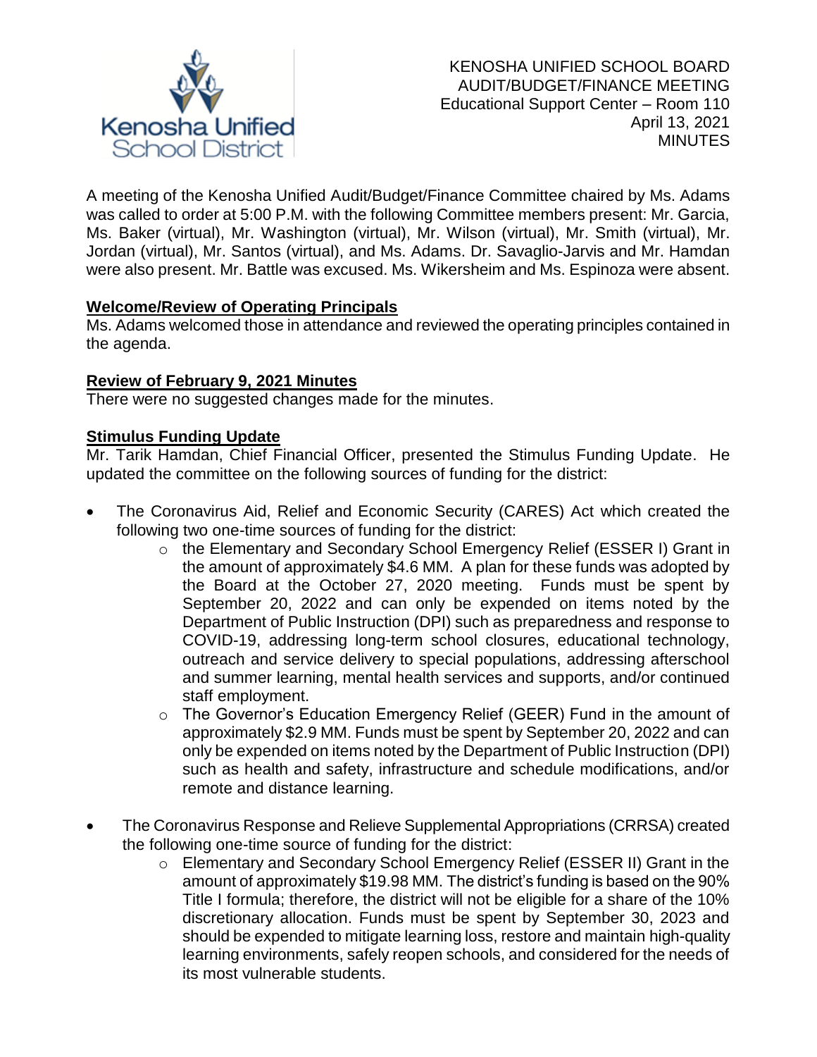KENOSHA UNIFIED SCHOOL BOARD
AUDIT/BUDGET/FINANCE MEETING
Educational Support Center – Room 110
April 13, 2021
MINUTES

A meeting of the Kenosha Unified Audit/Budget/Finance Committee chaired by Ms. Adams was called to order at 5:00 P.M. with the following Committee members present: Mr. Garcia, Ms. Baker (virtual), Mr. Washington (virtual), Mr. Wilson (virtual), Mr. Smith (virtual), Mr. Jordan (virtual), Mr. Santos (virtual), and Ms. Adams. Dr. Savaglio-Jarvis and Mr. Hamdan were also present. Mr. Battle was excused. Ms. Wikersheim and Ms. Espinoza were absent.

**Welcome/Review of Operating Principals**

Ms. Adams welcomed those in attendance and reviewed the operating principles contained in the agenda.

**Review of February 9, 2021 Minutes**

There were no suggested changes made for the minutes.

**Stimulus Funding Update**

Mr. Tarik Hamdan, Chief Financial Officer, presented the Stimulus Funding Update. He updated the committee on the following sources of funding for the district:

- The Coronavirus Aid, Relief and Economic Security (CARES) Act which created the following two one-time sources of funding for the district:
  - the Elementary and Secondary School Emergency Relief (ESSER I) Grant in the amount of approximately $4.6 MM. A plan for these funds was adopted by the Board at the October 27, 2020 meeting. Funds must be spent by September 20, 2022 and can only be expended on items noted by the Department of Public Instruction (DPI) such as preparedness and response to COVID-19, addressing long-term school closures, educational technology, outreach and service delivery to special populations, addressing afterschool and summer learning, mental health services and supports, and/or continued staff employment.
  - The Governor's Education Emergency Relief (GEER) Fund in the amount of approximately $2.9 MM. Funds must be spent by September 20, 2022 and can only be expended on items noted by the Department of Public Instruction (DPI) such as health and safety, infrastructure and schedule modifications, and/or remote and distance learning.
- The Coronavirus Response and Relieve Supplemental Appropriations (CRRSA) created the following one-time source of funding for the district:
  - Elementary and Secondary School Emergency Relief (ESSER II) Grant in the amount of approximately $19.98 MM. The district's funding is based on the 90% Title I formula; therefore, the district will not be eligible for a share of the 10% discretionary allocation. Funds must be spent by September 30, 2023 and should be expended to mitigate learning loss, restore and maintain high-quality learning environments, safely reopen schools, and considered for the needs of its most vulnerable students.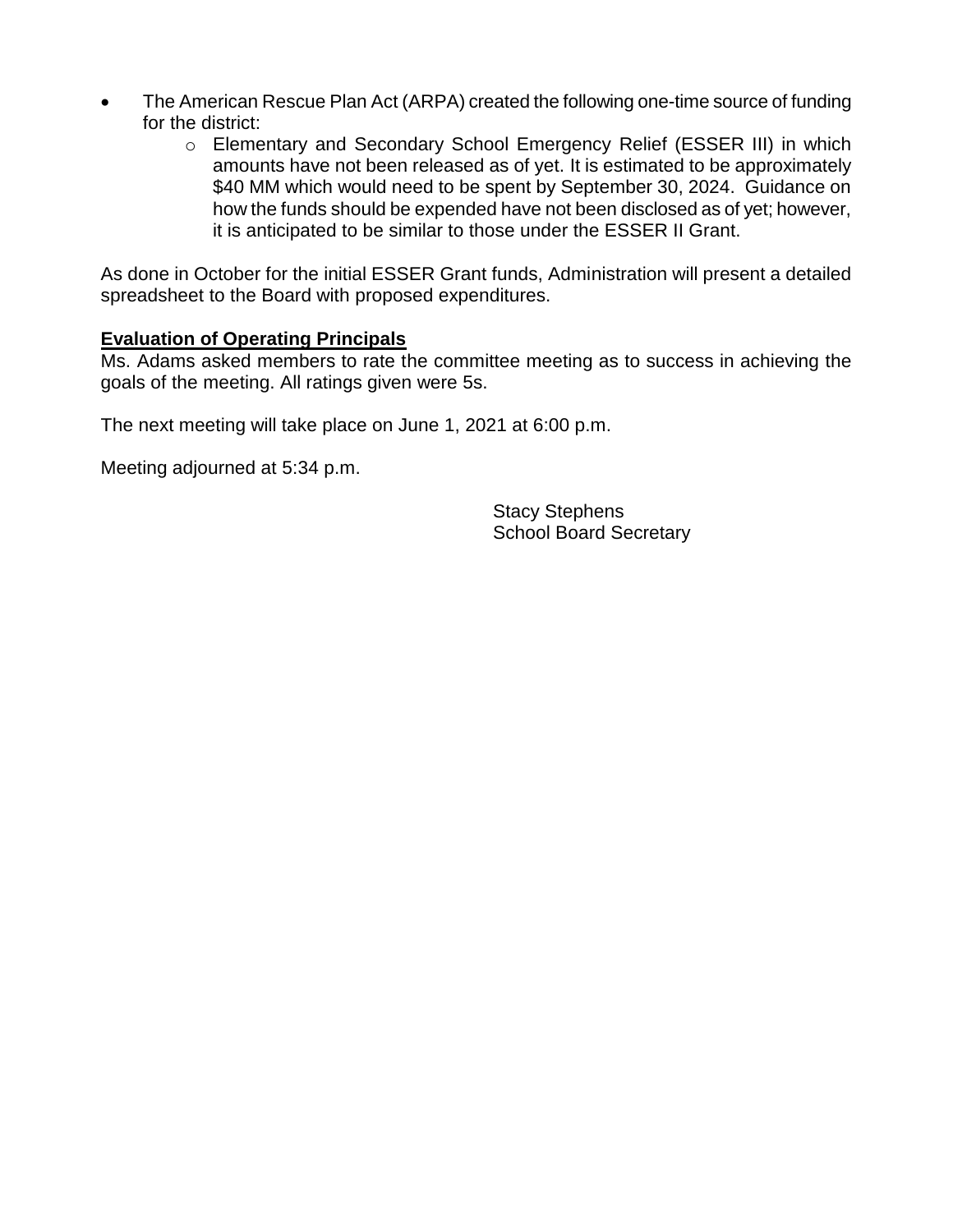- The American Rescue Plan Act (ARPA) created the following one-time source of funding for the district:
    - Elementary and Secondary School Emergency Relief (ESSER III) in which amounts have not been released as of yet. It is estimated to be approximately $40 MM which would need to be spent by September 30, 2024. Guidance on how the funds should be expended have not been disclosed as of yet; however, it is anticipated to be similar to those under the ESSER II Grant.

As done in October for the initial ESSER Grant funds, Administration will present a detailed spreadsheet to the Board with proposed expenditures.

**Evaluation of Operating Principals**

Ms. Adams asked members to rate the committee meeting as to success in achieving the goals of the meeting. All ratings given were 5s.

The next meeting will take place on June 1, 2021 at 6:00 p.m.

Meeting adjourned at 5:34 p.m.

Stacy Stephens
School Board Secretary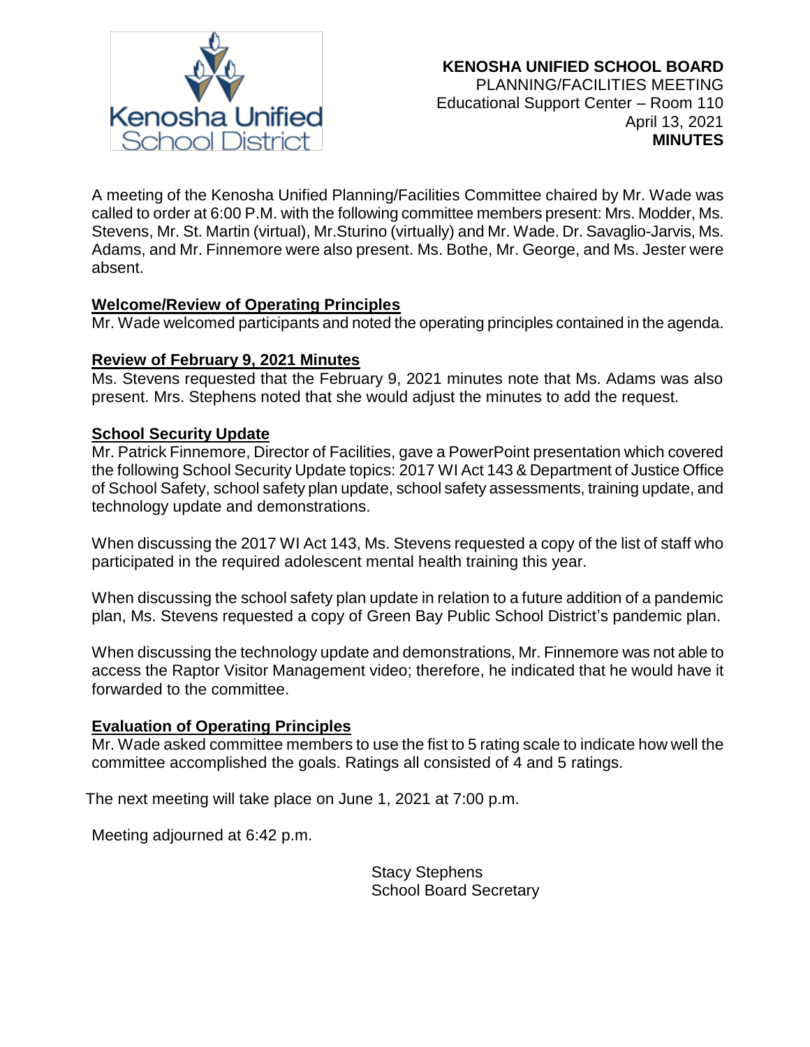**KENOSHA UNIFIED SCHOOL BOARD**
PLANNING/FACILITIES MEETING
Educational Support Center – Room 110
April 13, 2021
**MINUTES**

A meeting of the Kenosha Unified Planning/Facilities Committee chaired by Mr. Wade was called to order at 6:00 P.M. with the following committee members present: Mrs. Modder, Ms. Stevens, Mr. St. Martin (virtual), Mr.Sturino (virtually) and Mr. Wade. Dr. Savaglio-Jarvis, Ms. Adams, and Mr. Finnemore were also present. Ms. Bothe, Mr. George, and Ms. Jester were absent.

**Welcome/Review of Operating Principles**

Mr. Wade welcomed participants and noted the operating principles contained in the agenda.

**Review of February 9, 2021 Minutes**

Ms. Stevens requested that the February 9, 2021 minutes note that Ms. Adams was also present. Mrs. Stephens noted that she would adjust the minutes to add the request.

**School Security Update**

Mr. Patrick Finnemore, Director of Facilities, gave a PowerPoint presentation which covered the following School Security Update topics: 2017 WI Act 143 & Department of Justice Office of School Safety, school safety plan update, school safety assessments, training update, and technology update and demonstrations.

When discussing the 2017 WI Act 143, Ms. Stevens requested a copy of the list of staff who participated in the required adolescent mental health training this year.

When discussing the school safety plan update in relation to a future addition of a pandemic plan, Ms. Stevens requested a copy of Green Bay Public School District's pandemic plan.

When discussing the technology update and demonstrations, Mr. Finnemore was not able to access the Raptor Visitor Management video; therefore, he indicated that he would have it forwarded to the committee.

**Evaluation of Operating Principles**

Mr. Wade asked committee members to use the fist to 5 rating scale to indicate how well the committee accomplished the goals. Ratings all consisted of 4 and 5 ratings.

The next meeting will take place on June 1, 2021 at 7:00 p.m.

Meeting adjourned at 6:42 p.m.

Stacy Stephens
School Board Secretary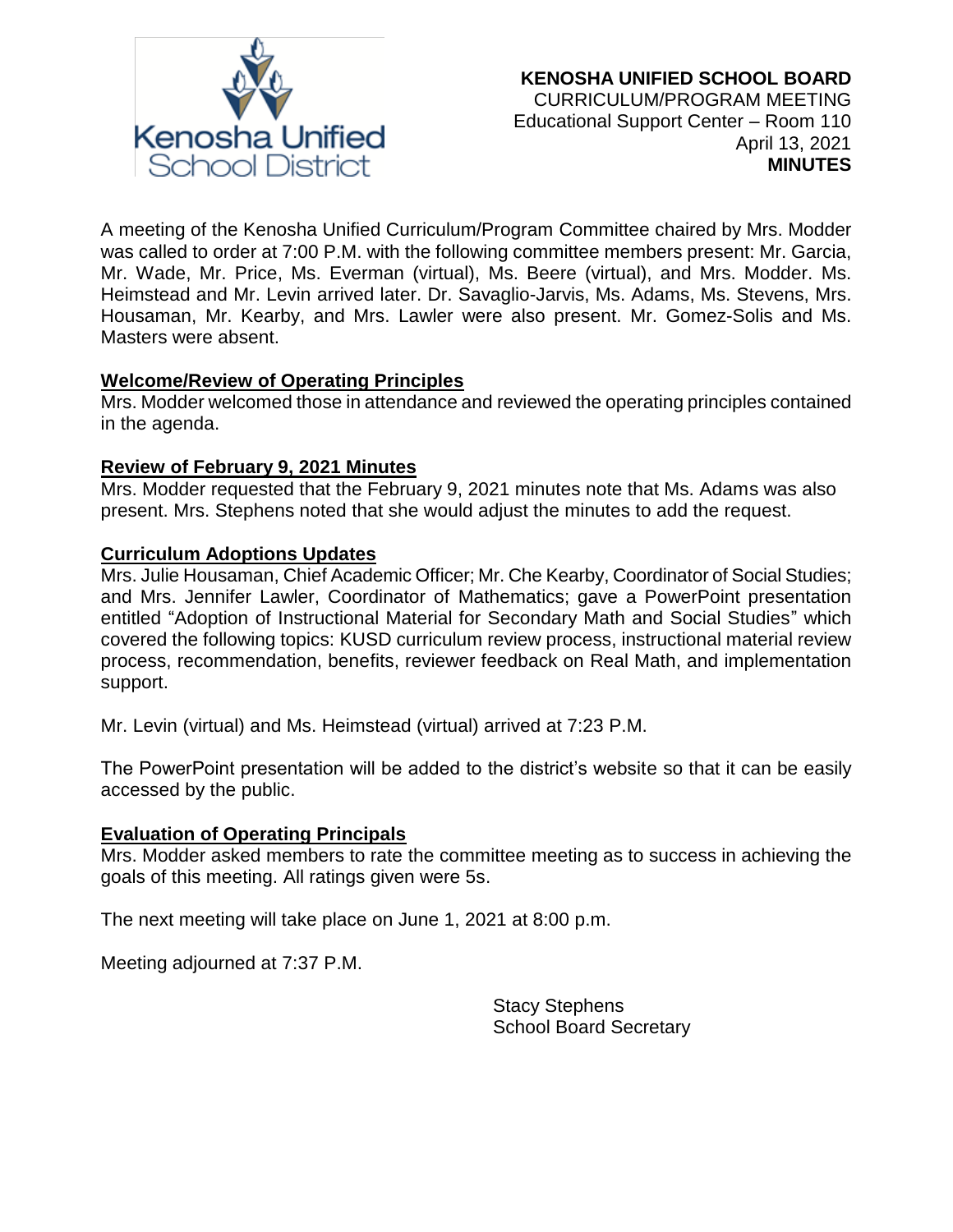**KENOSHA UNIFIED SCHOOL BOARD**
CURRICULUM/PROGRAM MEETING
Educational Support Center – Room 110
April 13, 2021
**MINUTES**

A meeting of the Kenosha Unified Curriculum/Program Committee chaired by Mrs. Modder was called to order at 7:00 P.M. with the following committee members present: Mr. Garcia, Mr. Wade, Mr. Price, Ms. Everman (virtual), Ms. Beere (virtual), and Mrs. Modder. Ms. Heimstead and Mr. Levin arrived later. Dr. Savaglio-Jarvis, Ms. Adams, Ms. Stevens, Mrs. Housaman, Mr. Kearby, and Mrs. Lawler were also present. Mr. Gomez-Solis and Ms. Masters were absent.

**Welcome/Review of Operating Principles**

Mrs. Modder welcomed those in attendance and reviewed the operating principles contained in the agenda.

**Review of February 9, 2021 Minutes**

Mrs. Modder requested that the February 9, 2021 minutes note that Ms. Adams was also present. Mrs. Stephens noted that she would adjust the minutes to add the request.

**Curriculum Adoptions Updates**

Mrs. Julie Housaman, Chief Academic Officer; Mr. Che Kearby, Coordinator of Social Studies; and Mrs. Jennifer Lawler, Coordinator of Mathematics; gave a PowerPoint presentation entitled "Adoption of Instructional Material for Secondary Math and Social Studies" which covered the following topics: KUSD curriculum review process, instructional material review process, recommendation, benefits, reviewer feedback on Real Math, and implementation support.

Mr. Levin (virtual) and Ms. Heimstead (virtual) arrived at 7:23 P.M.

The PowerPoint presentation will be added to the district's website so that it can be easily accessed by the public.

**Evaluation of Operating Principals**

Mrs. Modder asked members to rate the committee meeting as to success in achieving the goals of this meeting. All ratings given were 5s.

The next meeting will take place on June 1, 2021 at 8:00 p.m.

Meeting adjourned at 7:37 P.M.

Stacy Stephens
School Board Secretary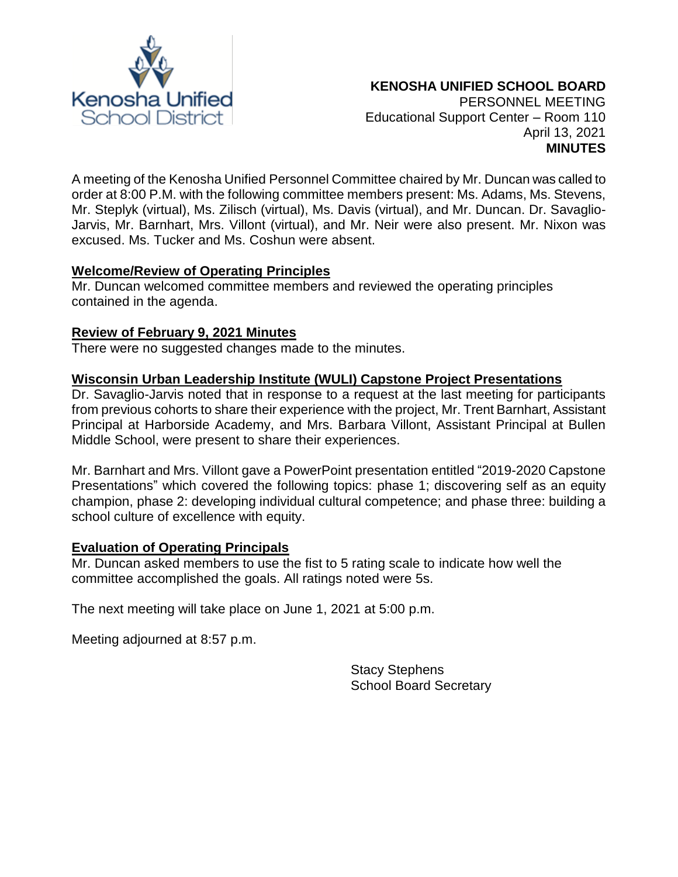**KENOSHA UNIFIED SCHOOL BOARD**
PERSONNEL MEETING
Educational Support Center – Room 110
April 13, 2021
**MINUTES**

A meeting of the Kenosha Unified Personnel Committee chaired by Mr. Duncan was called to order at 8:00 P.M. with the following committee members present: Ms. Adams, Ms. Stevens, Mr. Steplyk (virtual), Ms. Zilisch (virtual), Ms. Davis (virtual), and Mr. Duncan. Dr. Savaglio-Jarvis, Mr. Barnhart, Mrs. Villont (virtual), and Mr. Neir were also present. Mr. Nixon was excused. Ms. Tucker and Ms. Coshun were absent.

**Welcome/Review of Operating Principles**

Mr. Duncan welcomed committee members and reviewed the operating principles contained in the agenda.

**Review of February 9, 2021 Minutes**

There were no suggested changes made to the minutes.

**Wisconsin Urban Leadership Institute (WULI) Capstone Project Presentations**

Dr. Savaglio-Jarvis noted that in response to a request at the last meeting for participants from previous cohorts to share their experience with the project, Mr. Trent Barnhart, Assistant Principal at Harborside Academy, and Mrs. Barbara Villont, Assistant Principal at Bullen Middle School, were present to share their experiences.

Mr. Barnhart and Mrs. Villont gave a PowerPoint presentation entitled "2019-2020 Capstone Presentations" which covered the following topics: phase 1; discovering self as an equity champion, phase 2: developing individual cultural competence; and phase three: building a school culture of excellence with equity.

**Evaluation of Operating Principals**

Mr. Duncan asked members to use the fist to 5 rating scale to indicate how well the committee accomplished the goals. All ratings noted were 5s.

The next meeting will take place on June 1, 2021 at 5:00 p.m.

Meeting adjourned at 8:57 p.m.

Stacy Stephens
School Board Secretary